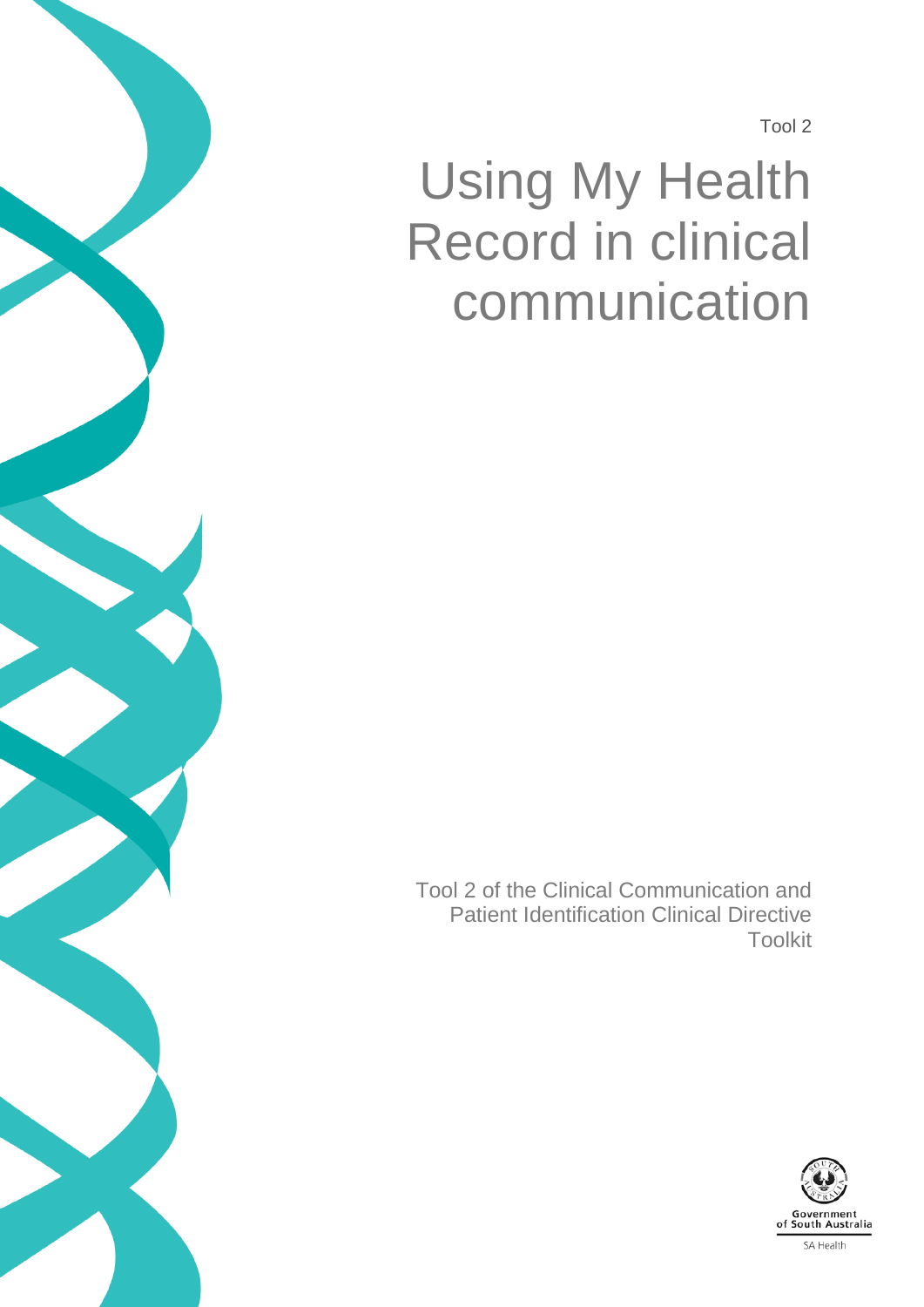Tool 2

# Using My Health Record in clinical communication

Tool 2 of the Clinical Communication and Patient Identification Clinical Directive Toolkit

Government of South Australia

SA Health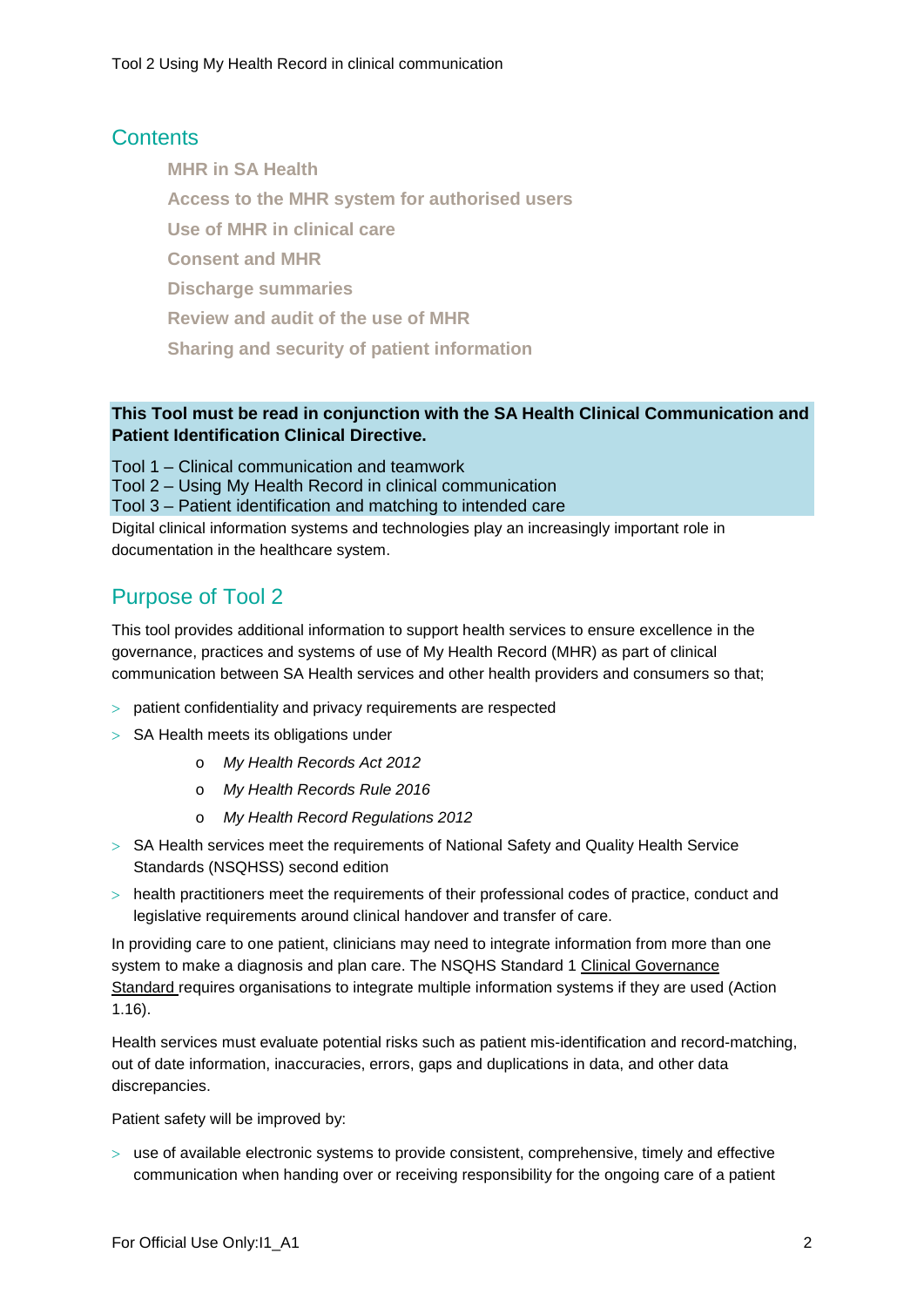## Contents

- MHR in SA Health
- Access to the MHR system for authorised users
- Use of MHR in clinical care
- Consent and MHR
- Discharge summaries
- Review and audit of the use of MHR
- Sharing and security of patient information

**This Tool must be read in conjunction with the SA Health Clinical Communication and Patient Identification Clinical Directive.**

Tool 1 – Clinical communication and teamwork
Tool 2 – Using My Health Record in clinical communication
Tool 3 – Patient identification and matching to intended care

Digital clinical information systems and technologies play an increasingly important role in documentation in the healthcare system.

## Purpose of Tool 2

This tool provides additional information to support health services to ensure excellence in the governance, practices and systems of use of My Health Record (MHR) as part of clinical communication between SA Health services and other health providers and consumers so that;

- patient confidentiality and privacy requirements are respected
- SA Health meets its obligations under
    - *My Health Records Act 2012*
    - *My Health Records Rule 2016*
    - *My Health Record Regulations 2012*
- SA Health services meet the requirements of National Safety and Quality Health Service Standards (NSQHSS) second edition
- health practitioners meet the requirements of their professional codes of practice, conduct and legislative requirements around clinical handover and transfer of care.

In providing care to one patient, clinicians may need to integrate information from more than one system to make a diagnosis and plan care. The NSQHS Standard 1 Clinical Governance Standard requires organisations to integrate multiple information systems if they are used (Action 1.16).

Health services must evaluate potential risks such as patient mis-identification and record-matching, out of date information, inaccuracies, errors, gaps and duplications in data, and other data discrepancies.

Patient safety will be improved by:

- use of available electronic systems to provide consistent, comprehensive, timely and effective communication when handing over or receiving responsibility for the ongoing care of a patient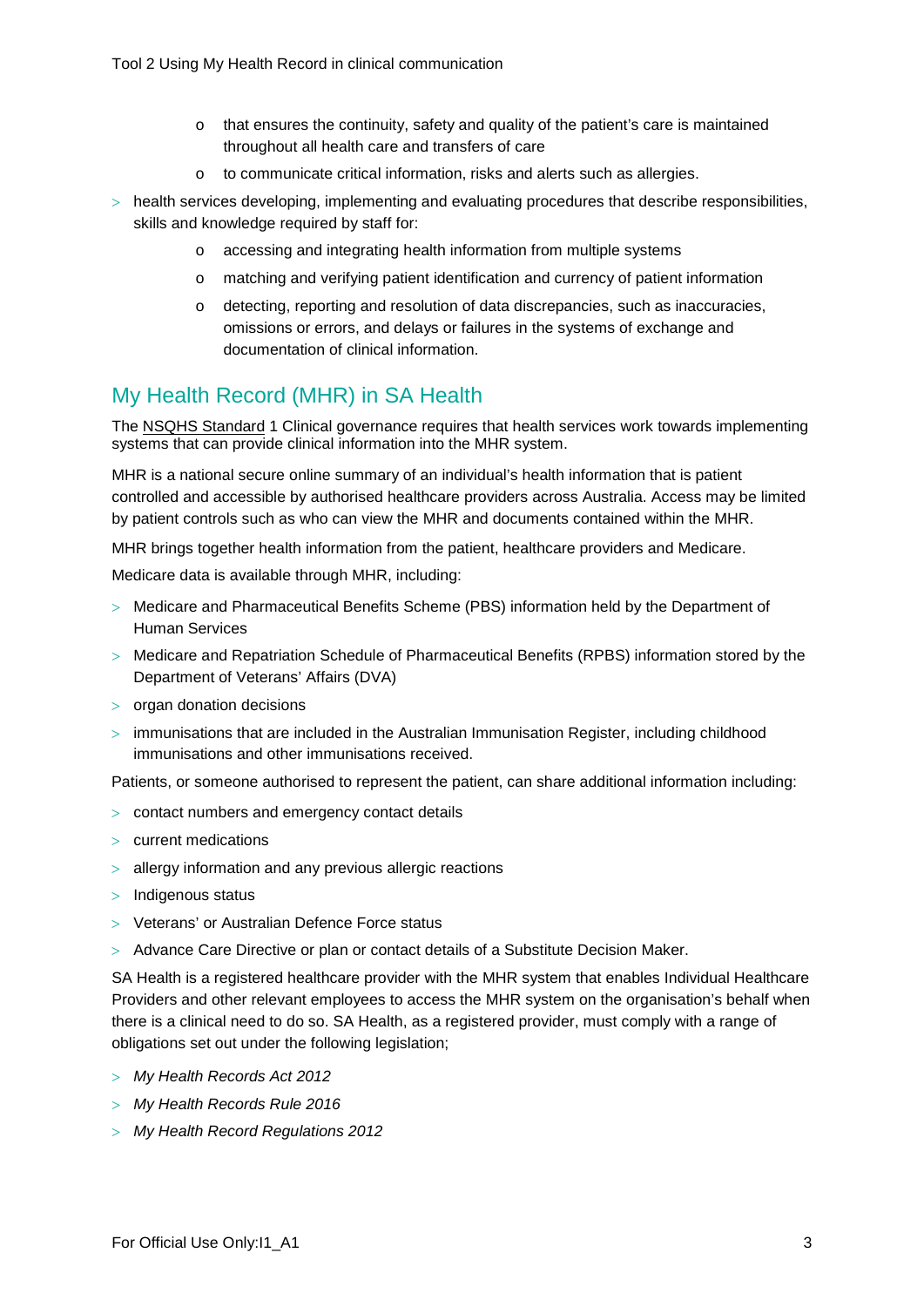- that ensures the continuity, safety and quality of the patient's care is maintained throughout all health care and transfers of care
  - to communicate critical information, risks and alerts such as allergies.
- health services developing, implementing and evaluating procedures that describe responsibilities, skills and knowledge required by staff for:
  - accessing and integrating health information from multiple systems
  - matching and verifying patient identification and currency of patient information
  - detecting, reporting and resolution of data discrepancies, such as inaccuracies, omissions or errors, and delays or failures in the systems of exchange and documentation of clinical information.

## My Health Record (MHR) in SA Health

The NSQHS Standard 1 Clinical governance requires that health services work towards implementing systems that can provide clinical information into the MHR system.

MHR is a national secure online summary of an individual's health information that is patient controlled and accessible by authorised healthcare providers across Australia. Access may be limited by patient controls such as who can view the MHR and documents contained within the MHR.

MHR brings together health information from the patient, healthcare providers and Medicare.

Medicare data is available through MHR, including:

- Medicare and Pharmaceutical Benefits Scheme (PBS) information held by the Department of Human Services
- Medicare and Repatriation Schedule of Pharmaceutical Benefits (RPBS) information stored by the Department of Veterans' Affairs (DVA)
- organ donation decisions
- immunisations that are included in the Australian Immunisation Register, including childhood immunisations and other immunisations received.

Patients, or someone authorised to represent the patient, can share additional information including:

- contact numbers and emergency contact details
- current medications
- allergy information and any previous allergic reactions
- Indigenous status
- Veterans' or Australian Defence Force status
- Advance Care Directive or plan or contact details of a Substitute Decision Maker.

SA Health is a registered healthcare provider with the MHR system that enables Individual Healthcare Providers and other relevant employees to access the MHR system on the organisation's behalf when there is a clinical need to do so. SA Health, as a registered provider, must comply with a range of obligations set out under the following legislation;

- *My Health Records Act 2012*
- *My Health Records Rule 2016*
- *My Health Record Regulations 2012*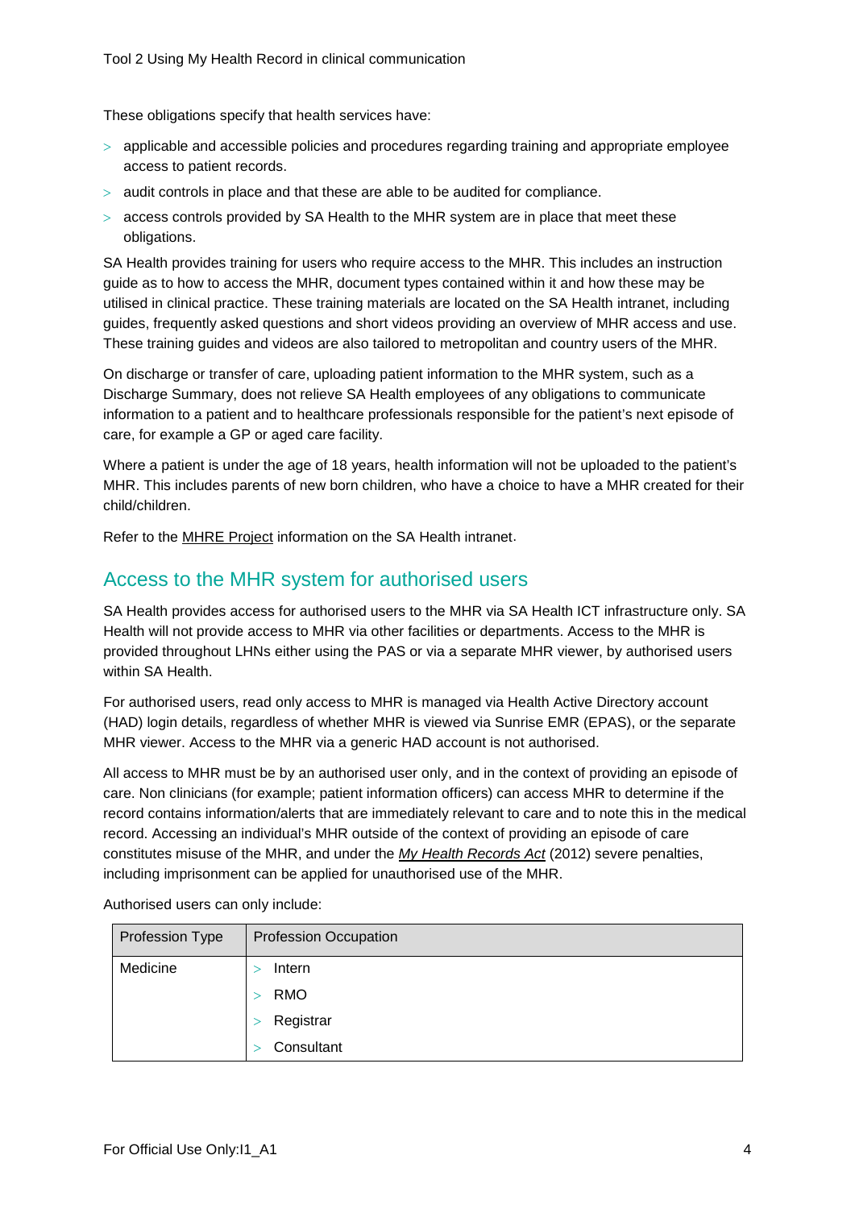These obligations specify that health services have:

- applicable and accessible policies and procedures regarding training and appropriate employee access to patient records.
- audit controls in place and that these are able to be audited for compliance.
- access controls provided by SA Health to the MHR system are in place that meet these obligations.

SA Health provides training for users who require access to the MHR. This includes an instruction guide as to how to access the MHR, document types contained within it and how these may be utilised in clinical practice. These training materials are located on the SA Health intranet, including guides, frequently asked questions and short videos providing an overview of MHR access and use. These training guides and videos are also tailored to metropolitan and country users of the MHR.

On discharge or transfer of care, uploading patient information to the MHR system, such as a Discharge Summary, does not relieve SA Health employees of any obligations to communicate information to a patient and to healthcare professionals responsible for the patient's next episode of care, for example a GP or aged care facility.

Where a patient is under the age of 18 years, health information will not be uploaded to the patient's MHR. This includes parents of new born children, who have a choice to have a MHR created for their child/children.

Refer to the MHRE Project information on the SA Health intranet.

## Access to the MHR system for authorised users

SA Health provides access for authorised users to the MHR via SA Health ICT infrastructure only. SA Health will not provide access to MHR via other facilities or departments. Access to the MHR is provided throughout LHNs either using the PAS or via a separate MHR viewer, by authorised users within SA Health.

For authorised users, read only access to MHR is managed via Health Active Directory account (HAD) login details, regardless of whether MHR is viewed via Sunrise EMR (EPAS), or the separate MHR viewer. Access to the MHR via a generic HAD account is not authorised.

All access to MHR must be by an authorised user only, and in the context of providing an episode of care. Non clinicians (for example; patient information officers) can access MHR to determine if the record contains information/alerts that are immediately relevant to care and to note this in the medical record. Accessing an individual's MHR outside of the context of providing an episode of care constitutes misuse of the MHR, and under the *My Health Records Act* (2012) severe penalties, including imprisonment can be applied for unauthorised use of the MHR.

Authorised users can only include:

| Profession Type | Profession Occupation |
| --- | --- |
| Medicine | - Intern<br>- RMO<br>- Registrar<br>- Consultant |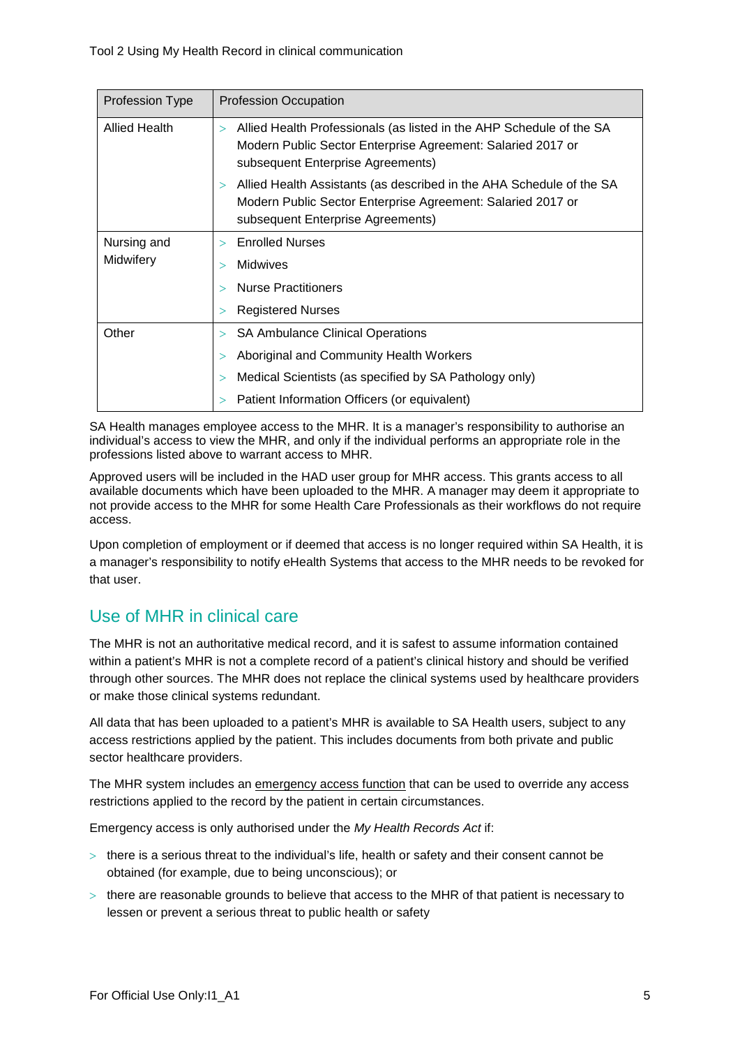| Profession Type | Profession Occupation |
| --- | --- |
| Allied Health | > Allied Health Professionals (as listed in the AHP Schedule of the SA Modern Public Sector Enterprise Agreement: Salaried 2017 or subsequent Enterprise Agreements)<br>> Allied Health Assistants (as described in the AHA Schedule of the SA Modern Public Sector Enterprise Agreement: Salaried 2017 or subsequent Enterprise Agreements) |
| Nursing and Midwifery | > Enrolled Nurses<br>> Midwives<br>> Nurse Practitioners<br>> Registered Nurses |
| Other | > SA Ambulance Clinical Operations<br>> Aboriginal and Community Health Workers<br>> Medical Scientists (as specified by SA Pathology only)<br>> Patient Information Officers (or equivalent) |

SA Health manages employee access to the MHR. It is a manager's responsibility to authorise an individual's access to view the MHR, and only if the individual performs an appropriate role in the professions listed above to warrant access to MHR.

Approved users will be included in the HAD user group for MHR access. This grants access to all available documents which have been uploaded to the MHR. A manager may deem it appropriate to not provide access to the MHR for some Health Care Professionals as their workflows do not require access.

Upon completion of employment or if deemed that access is no longer required within SA Health, it is a manager's responsibility to notify eHealth Systems that access to the MHR needs to be revoked for that user.

## Use of MHR in clinical care

The MHR is not an authoritative medical record, and it is safest to assume information contained within a patient's MHR is not a complete record of a patient's clinical history and should be verified through other sources. The MHR does not replace the clinical systems used by healthcare providers or make those clinical systems redundant.

All data that has been uploaded to a patient's MHR is available to SA Health users, subject to any access restrictions applied by the patient. This includes documents from both private and public sector healthcare providers.

The MHR system includes an emergency access function that can be used to override any access restrictions applied to the record by the patient in certain circumstances.

Emergency access is only authorised under the *My Health Records Act* if:

- there is a serious threat to the individual's life, health or safety and their consent cannot be obtained (for example, due to being unconscious); or
- there are reasonable grounds to believe that access to the MHR of that patient is necessary to lessen or prevent a serious threat to public health or safety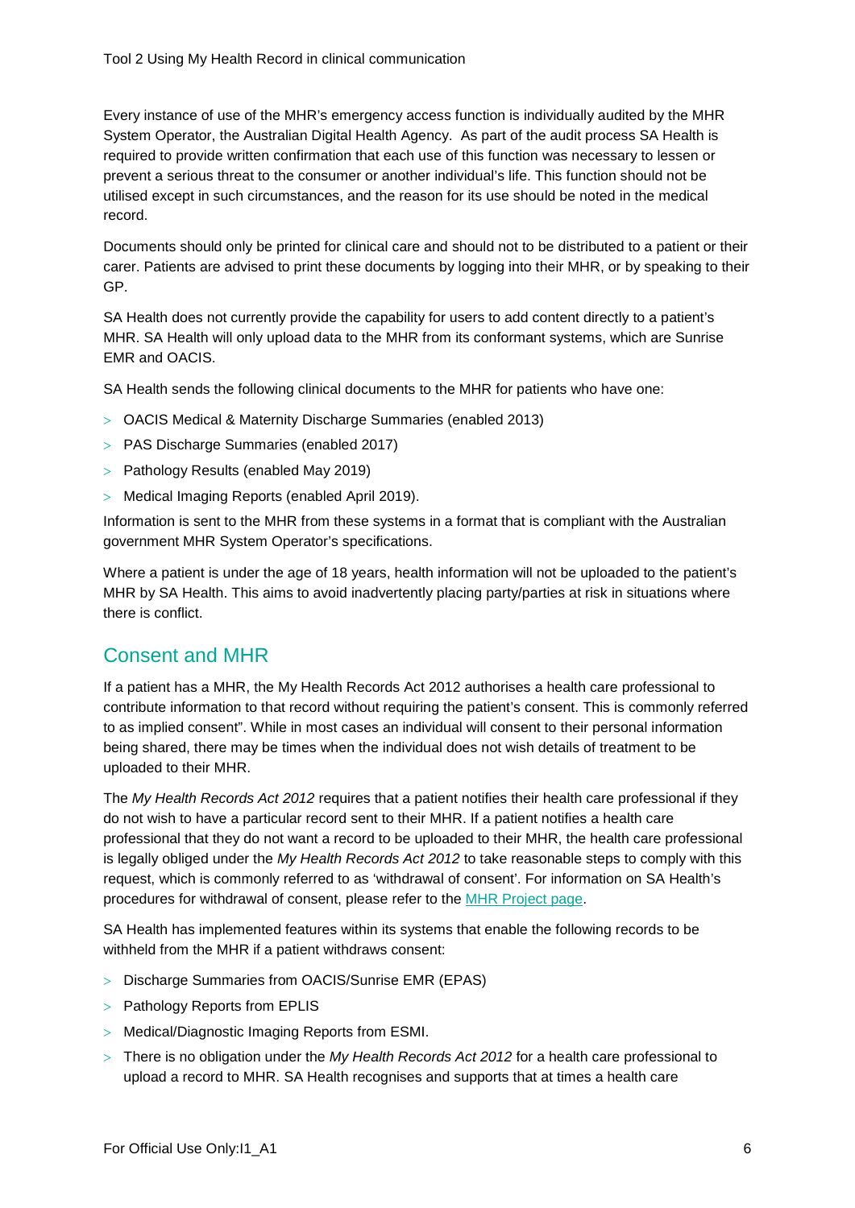Every instance of use of the MHR's emergency access function is individually audited by the MHR System Operator, the Australian Digital Health Agency. As part of the audit process SA Health is required to provide written confirmation that each use of this function was necessary to lessen or prevent a serious threat to the consumer or another individual's life. This function should not be utilised except in such circumstances, and the reason for its use should be noted in the medical record.

Documents should only be printed for clinical care and should not to be distributed to a patient or their carer. Patients are advised to print these documents by logging into their MHR, or by speaking to their GP.

SA Health does not currently provide the capability for users to add content directly to a patient's MHR. SA Health will only upload data to the MHR from its conformant systems, which are Sunrise EMR and OACIS.

SA Health sends the following clinical documents to the MHR for patients who have one:

- OACIS Medical & Maternity Discharge Summaries (enabled 2013)
- PAS Discharge Summaries (enabled 2017)
- Pathology Results (enabled May 2019)
- Medical Imaging Reports (enabled April 2019).

Information is sent to the MHR from these systems in a format that is compliant with the Australian government MHR System Operator's specifications.

Where a patient is under the age of 18 years, health information will not be uploaded to the patient's MHR by SA Health. This aims to avoid inadvertently placing party/parties at risk in situations where there is conflict.

## Consent and MHR

If a patient has a MHR, the My Health Records Act 2012 authorises a health care professional to contribute information to that record without requiring the patient's consent. This is commonly referred to as implied consent". While in most cases an individual will consent to their personal information being shared, there may be times when the individual does not wish details of treatment to be uploaded to their MHR.

The *My Health Records Act 2012* requires that a patient notifies their health care professional if they do not wish to have a particular record sent to their MHR. If a patient notifies a health care professional that they do not want a record to be uploaded to their MHR, the health care professional is legally obliged under the *My Health Records Act 2012* to take reasonable steps to comply with this request, which is commonly referred to as 'withdrawal of consent'. For information on SA Health's procedures for withdrawal of consent, please refer to the [MHR Project page](#).

SA Health has implemented features within its systems that enable the following records to be withheld from the MHR if a patient withdraws consent:

- Discharge Summaries from OACIS/Sunrise EMR (EPAS)
- Pathology Reports from EPLIS
- Medical/Diagnostic Imaging Reports from ESMI.
- There is no obligation under the *My Health Records Act 2012* for a health care professional to upload a record to MHR. SA Health recognises and supports that at times a health care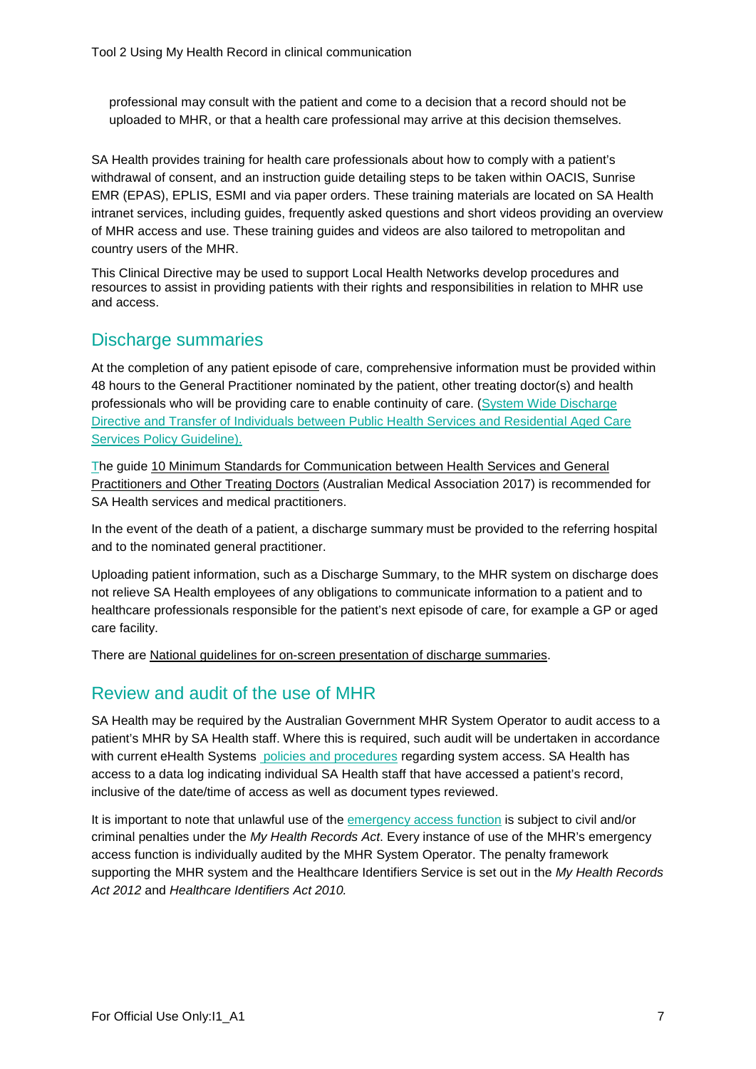professional may consult with the patient and come to a decision that a record should not be uploaded to MHR, or that a health care professional may arrive at this decision themselves.

SA Health provides training for health care professionals about how to comply with a patient's withdrawal of consent, and an instruction guide detailing steps to be taken within OACIS, Sunrise EMR (EPAS), EPLIS, ESMI and via paper orders. These training materials are located on SA Health intranet services, including guides, frequently asked questions and short videos providing an overview of MHR access and use. These training guides and videos are also tailored to metropolitan and country users of the MHR.

This Clinical Directive may be used to support Local Health Networks develop procedures and resources to assist in providing patients with their rights and responsibilities in relation to MHR use and access.

## Discharge summaries

At the completion of any patient episode of care, comprehensive information must be provided within 48 hours to the General Practitioner nominated by the patient, other treating doctor(s) and health professionals who will be providing care to enable continuity of care. (System Wide Discharge Directive and Transfer of Individuals between Public Health Services and Residential Aged Care Services Policy Guideline).

The guide 10 Minimum Standards for Communication between Health Services and General Practitioners and Other Treating Doctors (Australian Medical Association 2017) is recommended for SA Health services and medical practitioners.

In the event of the death of a patient, a discharge summary must be provided to the referring hospital and to the nominated general practitioner.

Uploading patient information, such as a Discharge Summary, to the MHR system on discharge does not relieve SA Health employees of any obligations to communicate information to a patient and to healthcare professionals responsible for the patient's next episode of care, for example a GP or aged care facility.

There are National guidelines for on-screen presentation of discharge summaries.

## Review and audit of the use of MHR

SA Health may be required by the Australian Government MHR System Operator to audit access to a patient's MHR by SA Health staff. Where this is required, such audit will be undertaken in accordance with current eHealth Systems policies and procedures regarding system access. SA Health has access to a data log indicating individual SA Health staff that have accessed a patient's record, inclusive of the date/time of access as well as document types reviewed.

It is important to note that unlawful use of the emergency access function is subject to civil and/or criminal penalties under the *My Health Records Act*. Every instance of use of the MHR's emergency access function is individually audited by the MHR System Operator. The penalty framework supporting the MHR system and the Healthcare Identifiers Service is set out in the *My Health Records Act 2012* and *Healthcare Identifiers Act 2010.*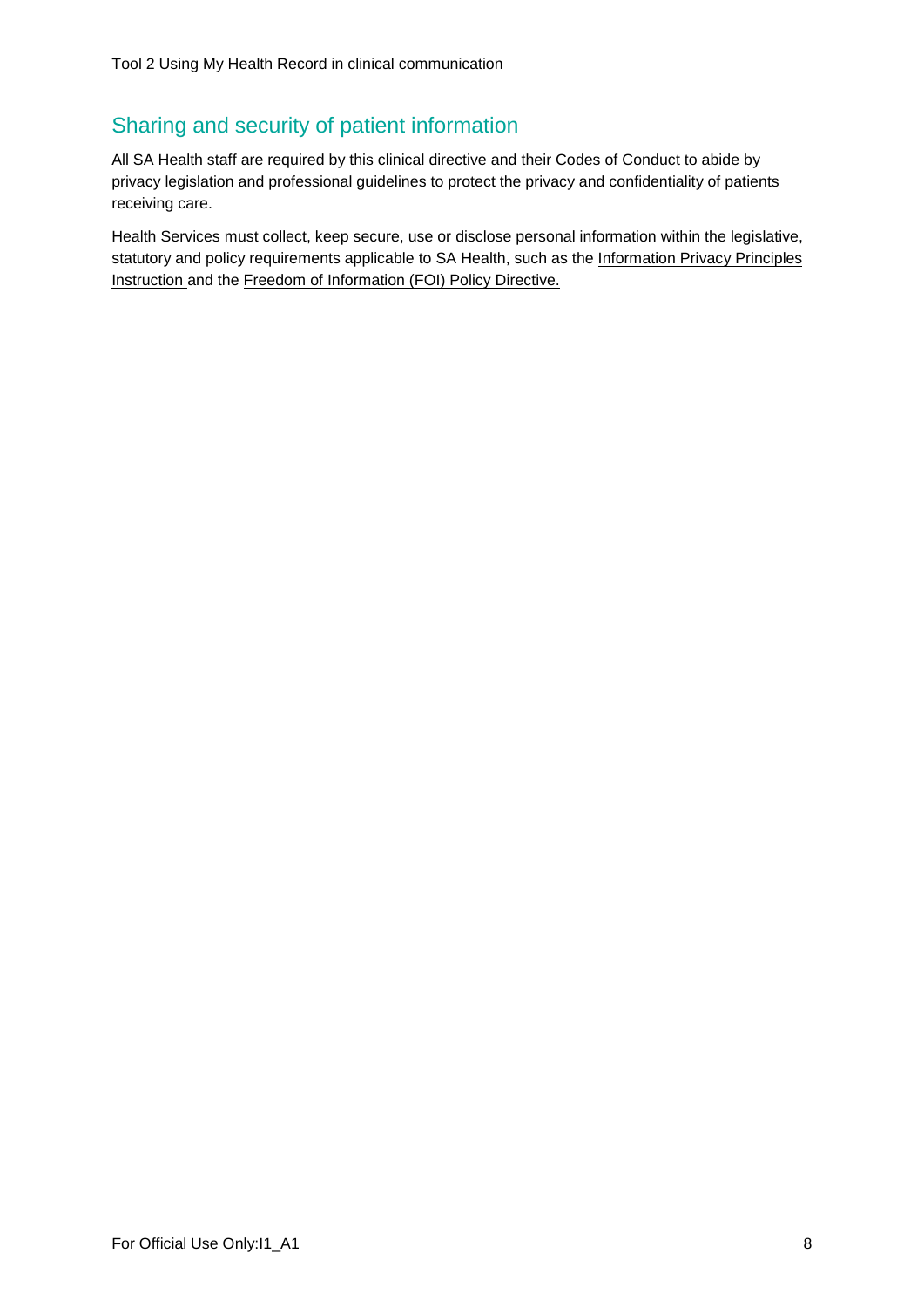## Sharing and security of patient information

All SA Health staff are required by this clinical directive and their Codes of Conduct to abide by privacy legislation and professional guidelines to protect the privacy and confidentiality of patients receiving care.

Health Services must collect, keep secure, use or disclose personal information within the legislative, statutory and policy requirements applicable to SA Health, such as the Information Privacy Principles Instruction and the Freedom of Information (FOI) Policy Directive.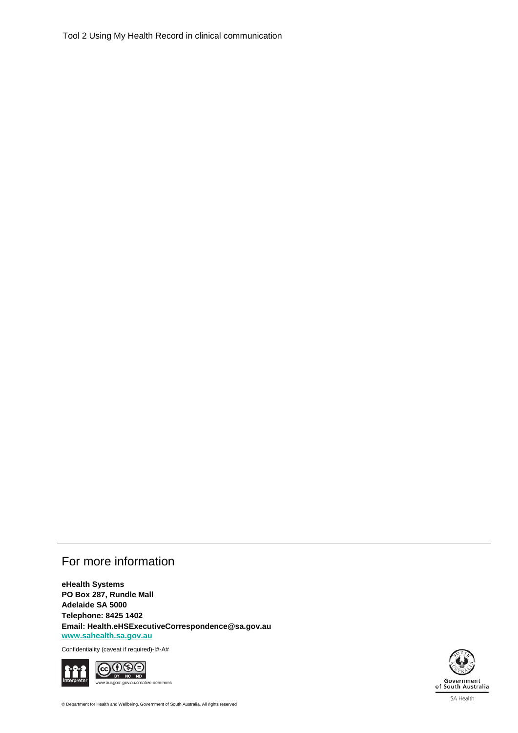## For more information

**eHealth Systems**
**PO Box 287, Rundle Mall**
**Adelaide SA 5000**
**Telephone: 8425 1402**
**Email: Health.eHSExecutiveCorrespondence@sa.gov.au**
**www.sahealth.sa.gov.au**

Confidentiality (caveat if required)-I#-A#

www.ausgoal.gov.au/creative-commons

© Department for Health and Wellbeing, Government of South Australia. All rights reserved

Government of South Australia

SA Health